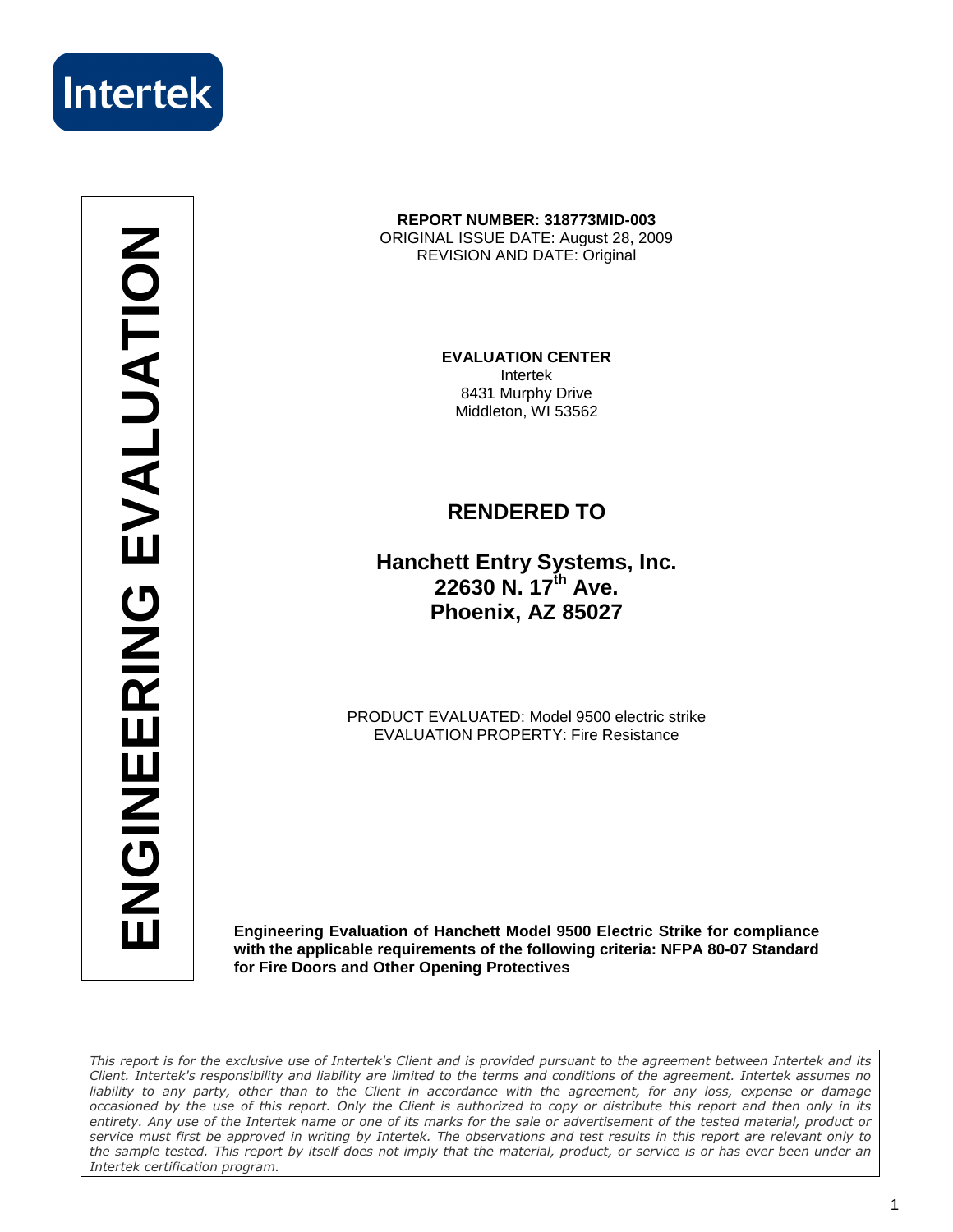Intertek

# ENGINEERING EVALUATION

**REPORT NUMBER: 318773MID-003**
ORIGINAL ISSUE DATE: August 28, 2009
REVISION AND DATE: Original

**EVALUATION CENTER**
Intertek
8431 Murphy Drive
Middleton, WI 53562

## RENDERED TO

**Hanchett Entry Systems, Inc.**
**22630 N. 17th Ave.**
**Phoenix, AZ 85027**

PRODUCT EVALUATED: Model 9500 electric strike
EVALUATION PROPERTY: Fire Resistance

**Engineering Evaluation of Hanchett Model 9500 Electric Strike for compliance with the applicable requirements of the following criteria: NFPA 80-07 Standard for Fire Doors and Other Opening Protectives**

*This report is for the exclusive use of Intertek's Client and is provided pursuant to the agreement between Intertek and its Client. Intertek's responsibility and liability are limited to the terms and conditions of the agreement. Intertek assumes no liability to any party, other than to the Client in accordance with the agreement, for any loss, expense or damage occasioned by the use of this report. Only the Client is authorized to copy or distribute this report and then only in its entirety. Any use of the Intertek name or one of its marks for the sale or advertisement of the tested material, product or service must first be approved in writing by Intertek. The observations and test results in this report are relevant only to the sample tested. This report by itself does not imply that the material, product, or service is or has ever been under an Intertek certification program.*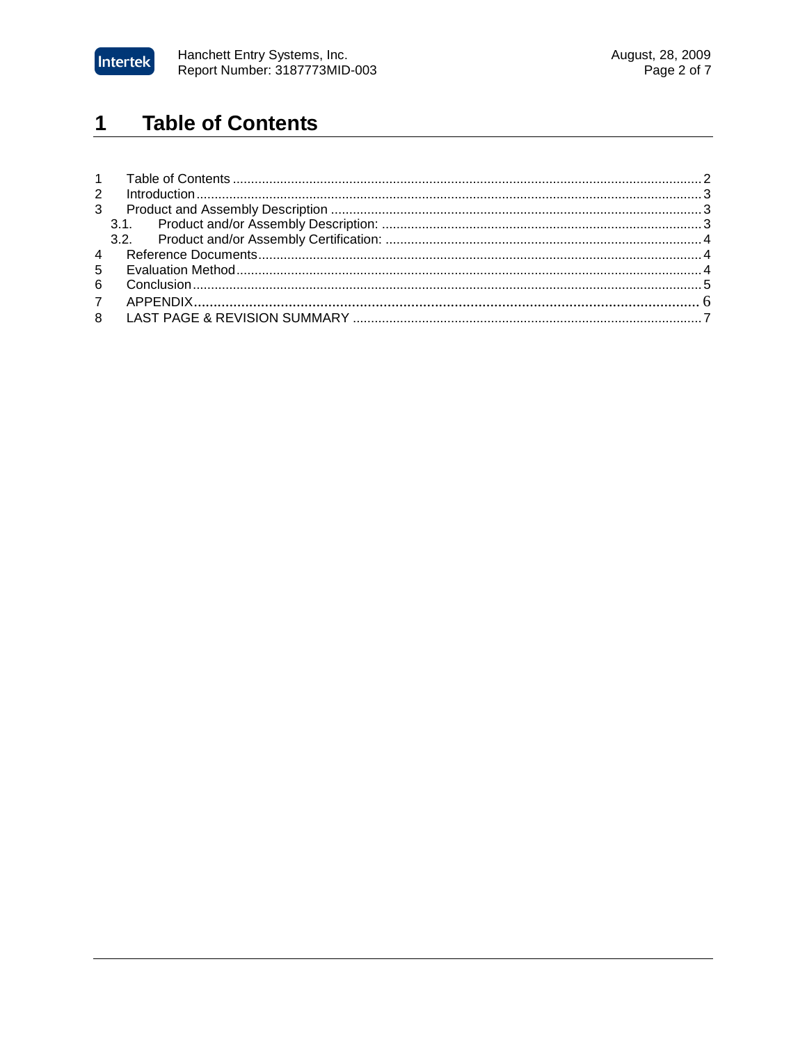# 1 Table of Contents

1 Table of Contents ....................................................................................................................... 2
2 Introduction ................................................................................................................................ 3
3 Product and Assembly Description ............................................................................................ 3
  3.1. Product and/or Assembly Description: ............................................................................ 3
  3.2. Product and/or Assembly Certification: ........................................................................... 4
4 Reference Documents ................................................................................................................ 4
5 Evaluation Method ..................................................................................................................... 4
6 Conclusion ................................................................................................................................. 5
7 APPENDIX ................................................................................................................................. 6
8 LAST PAGE & REVISION SUMMARY ....................................................................................... 7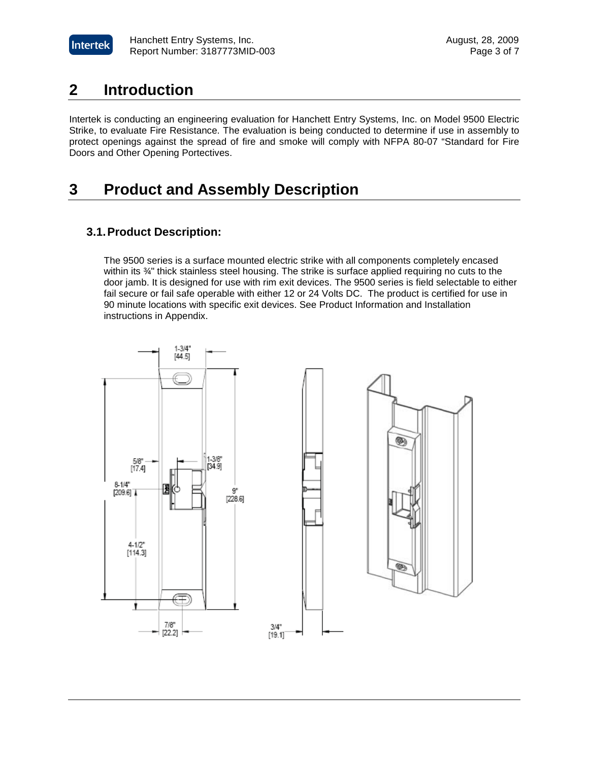# 2 Introduction

Intertek is conducting an engineering evaluation for Hanchett Entry Systems, Inc. on Model 9500 Electric Strike, to evaluate Fire Resistance. The evaluation is being conducted to determine if use in assembly to protect openings against the spread of fire and smoke will comply with NFPA 80-07 "Standard for Fire Doors and Other Opening Portectives.

# 3 Product and Assembly Description

## 3.1. Product Description:

The 9500 series is a surface mounted electric strike with all components completely encased within its ¾" thick stainless steel housing. The strike is surface applied requiring no cuts to the door jamb. It is designed for use with rim exit devices. The 9500 series is field selectable to either fail secure or fail safe operable with either 12 or 24 Volts DC. The product is certified for use in 90 minute locations with specific exit devices. See Product Information and Installation instructions in Appendix.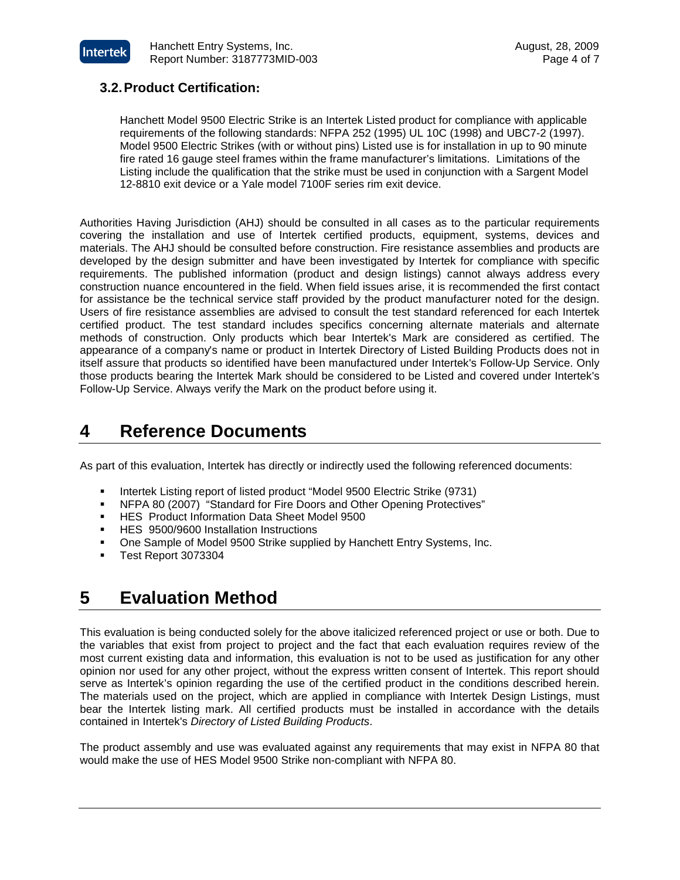### 3.2. Product Certification:

Hanchett Model 9500 Electric Strike is an Intertek Listed product for compliance with applicable requirements of the following standards: NFPA 252 (1995) UL 10C (1998) and UBC7-2 (1997). Model 9500 Electric Strikes (with or without pins) Listed use is for installation in up to 90 minute fire rated 16 gauge steel frames within the frame manufacturer's limitations. Limitations of the Listing include the qualification that the strike must be used in conjunction with a Sargent Model 12-8810 exit device or a Yale model 7100F series rim exit device.

Authorities Having Jurisdiction (AHJ) should be consulted in all cases as to the particular requirements covering the installation and use of Intertek certified products, equipment, systems, devices and materials. The AHJ should be consulted before construction. Fire resistance assemblies and products are developed by the design submitter and have been investigated by Intertek for compliance with specific requirements. The published information (product and design listings) cannot always address every construction nuance encountered in the field. When field issues arise, it is recommended the first contact for assistance be the technical service staff provided by the product manufacturer noted for the design. Users of fire resistance assemblies are advised to consult the test standard referenced for each Intertek certified product. The test standard includes specifics concerning alternate materials and alternate methods of construction. Only products which bear Intertek's Mark are considered as certified. The appearance of a company's name or product in Intertek Directory of Listed Building Products does not in itself assure that products so identified have been manufactured under Intertek's Follow-Up Service. Only those products bearing the Intertek Mark should be considered to be Listed and covered under Intertek's Follow-Up Service. Always verify the Mark on the product before using it.

# 4 Reference Documents

As part of this evaluation, Intertek has directly or indirectly used the following referenced documents:

- Intertek Listing report of listed product "Model 9500 Electric Strike (9731)
- NFPA 80 (2007) "Standard for Fire Doors and Other Opening Protectives"
- HES Product Information Data Sheet Model 9500
- HES 9500/9600 Installation Instructions
- One Sample of Model 9500 Strike supplied by Hanchett Entry Systems, Inc.
- Test Report 3073304

# 5 Evaluation Method

This evaluation is being conducted solely for the above italicized referenced project or use or both. Due to the variables that exist from project to project and the fact that each evaluation requires review of the most current existing data and information, this evaluation is not to be used as justification for any other opinion nor used for any other project, without the express written consent of Intertek. This report should serve as Intertek's opinion regarding the use of the certified product in the conditions described herein. The materials used on the project, which are applied in compliance with Intertek Design Listings, must bear the Intertek listing mark. All certified products must be installed in accordance with the details contained in Intertek's *Directory of Listed Building Products*.

The product assembly and use was evaluated against any requirements that may exist in NFPA 80 that would make the use of HES Model 9500 Strike non-compliant with NFPA 80.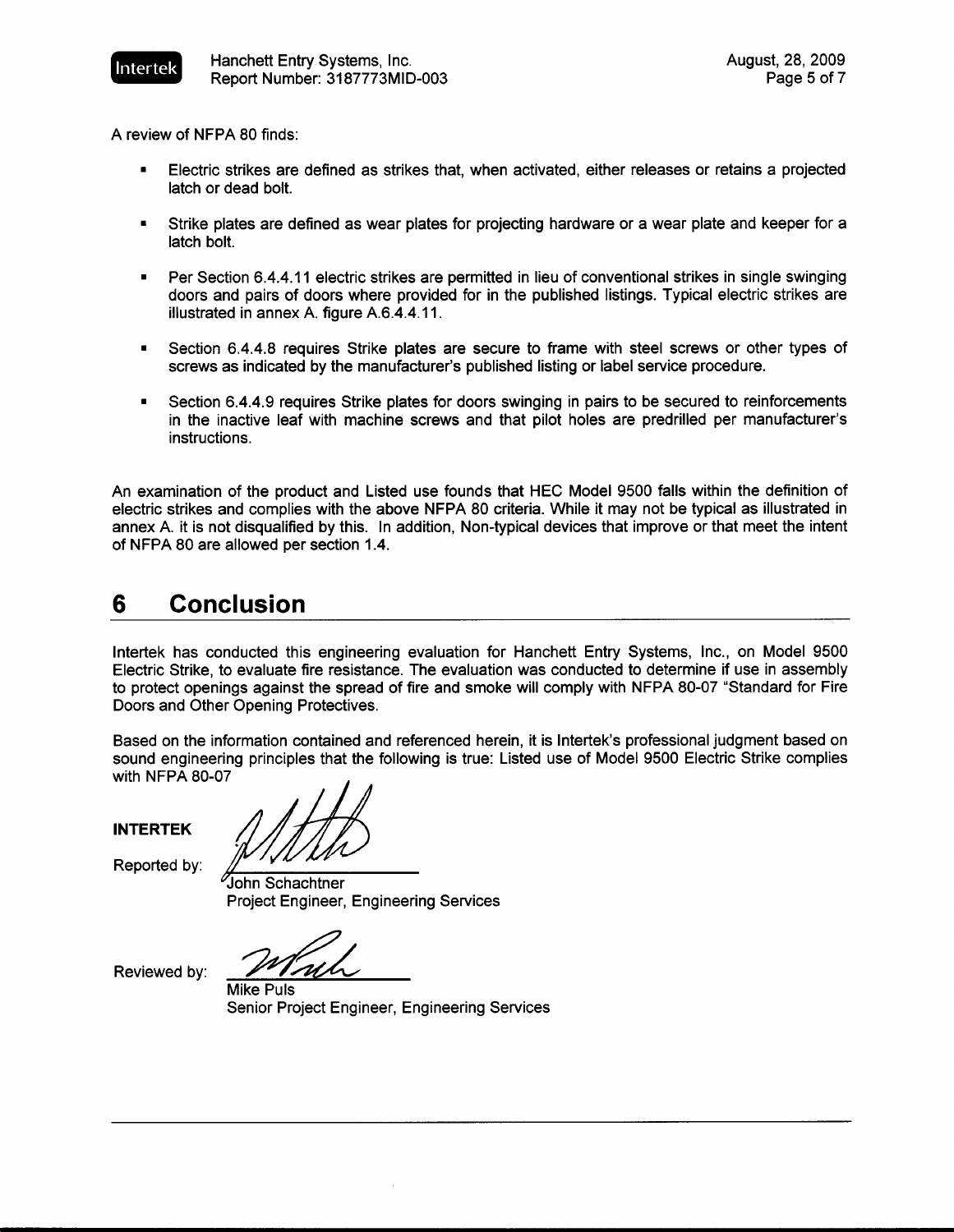A review of NFPA 80 finds:

- Electric strikes are defined as strikes that, when activated, either releases or retains a projected latch or dead bolt.
- Strike plates are defined as wear plates for projecting hardware or a wear plate and keeper for a latch bolt.
- Per Section 6.4.4.11 electric strikes are permitted in lieu of conventional strikes in single swinging doors and pairs of doors where provided for in the published listings. Typical electric strikes are illustrated in annex A. figure A.6.4.4.11.
- Section 6.4.4.8 requires Strike plates are secure to frame with steel screws or other types of screws as indicated by the manufacturer's published listing or label service procedure.
- Section 6.4.4.9 requires Strike plates for doors swinging in pairs to be secured to reinforcements in the inactive leaf with machine screws and that pilot holes are predrilled per manufacturer's instructions.

An examination of the product and Listed use founds that HEC Model 9500 falls within the definition of electric strikes and complies with the above NFPA 80 criteria. While it may not be typical as illustrated in annex A. it is not disqualified by this. In addition, Non-typical devices that improve or that meet the intent of NFPA 80 are allowed per section 1.4.

# 6 Conclusion

Intertek has conducted this engineering evaluation for Hanchett Entry Systems, Inc., on Model 9500 Electric Strike, to evaluate fire resistance. The evaluation was conducted to determine if use in assembly to protect openings against the spread of fire and smoke will comply with NFPA 80-07 "Standard for Fire Doors and Other Opening Protectives.

Based on the information contained and referenced herein, it is Intertek's professional judgment based on sound engineering principles that the following is true: Listed use of Model 9500 Electric Strike complies with NFPA 80-07

**INTERTEK**

Reported by:

John Schachtner
Project Engineer, Engineering Services

Reviewed by:

Mike Puls
Senior Project Engineer, Engineering Services